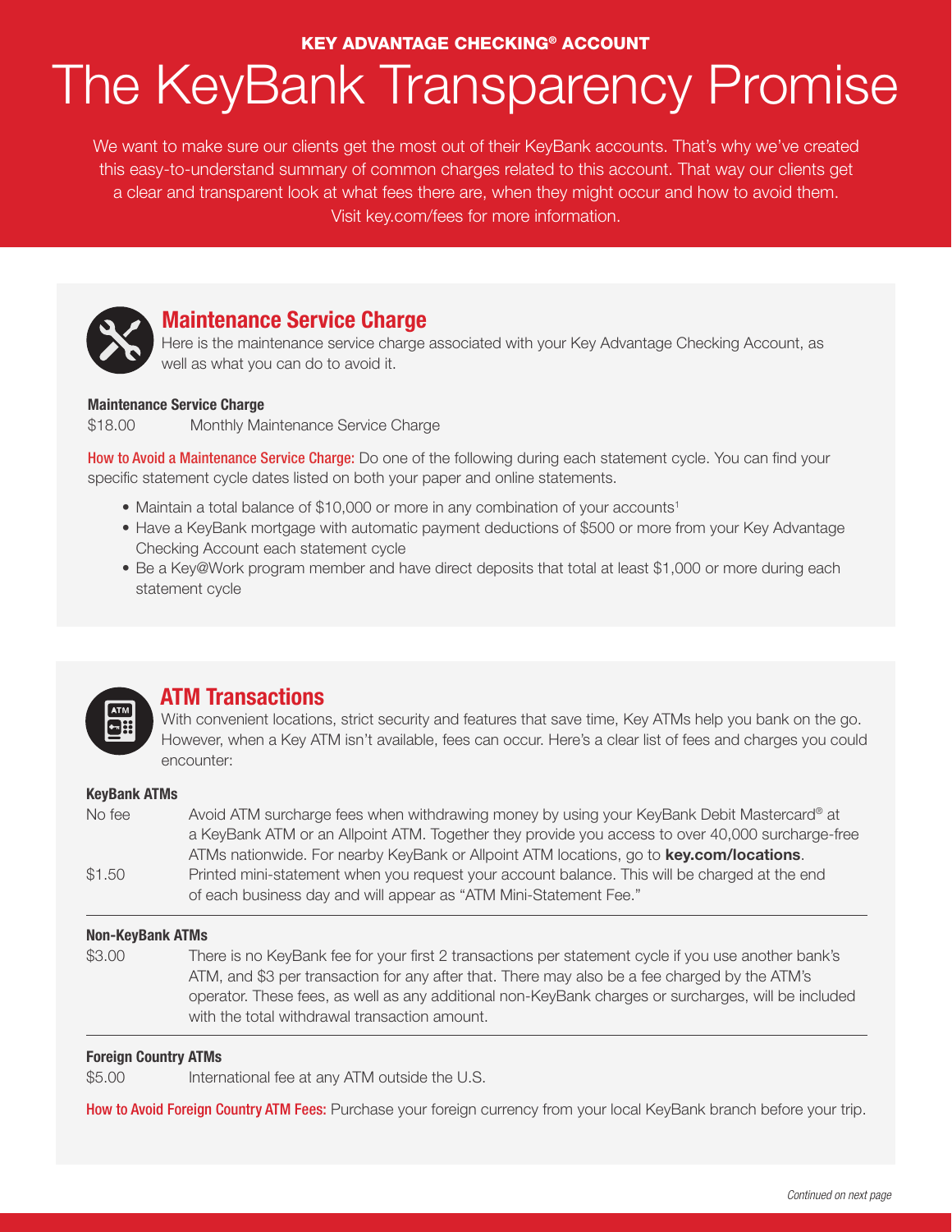KEY ADVANTAGE CHECKING® ACCOUNT

# The KeyBank Transparency Promise

We want to make sure our clients get the most out of their KeyBank accounts. That's why we've created this easy-to-understand summary of common charges related to this account. That way our clients get a clear and transparent look at what fees there are, when they might occur and how to avoid them. Visit key.com/fees for more information.

## Maintenance Service Charge

Here is the maintenance service charge associated with your Key Advantage Checking Account, as well as what you can do to avoid it.

**Maintenance Service Charge**

| | |
|---|---|
| $18.00 | Monthly Maintenance Service Charge |

**How to Avoid a Maintenance Service Charge:** Do one of the following during each statement cycle. You can find your specific statement cycle dates listed on both your paper and online statements.

- Maintain a total balance of $10,000 or more in any combination of your accounts[1]
- Have a KeyBank mortgage with automatic payment deductions of $500 or more from your Key Advantage Checking Account each statement cycle
- Be a Key@Work program member and have direct deposits that total at least $1,000 or more during each statement cycle

## ATM Transactions

With convenient locations, strict security and features that save time, Key ATMs help you bank on the go. However, when a Key ATM isn't available, fees can occur. Here's a clear list of fees and charges you could encounter:

**KeyBank ATMs**

| | |
|---|---|
| No fee | Avoid ATM surcharge fees when withdrawing money by using your KeyBank Debit Mastercard® at a KeyBank ATM or an Allpoint ATM. Together they provide you access to over 40,000 surcharge-free ATMs nationwide. For nearby KeyBank or Allpoint ATM locations, go to **key.com/locations**. |
| $1.50 | Printed mini-statement when you request your account balance. This will be charged at the end of each business day and will appear as "ATM Mini-Statement Fee." |

**Non-KeyBank ATMs**

| | |
|---|---|
| $3.00 | There is no KeyBank fee for your first 2 transactions per statement cycle if you use another bank's ATM, and $3 per transaction for any after that. There may also be a fee charged by the ATM's operator. These fees, as well as any additional non-KeyBank charges or surcharges, will be included with the total withdrawal transaction amount. |

**Foreign Country ATMs**

| | |
|---|---|
| $5.00 | International fee at any ATM outside the U.S. |

**How to Avoid Foreign Country ATM Fees:** Purchase your foreign currency from your local KeyBank branch before your trip.

*Continued on next page*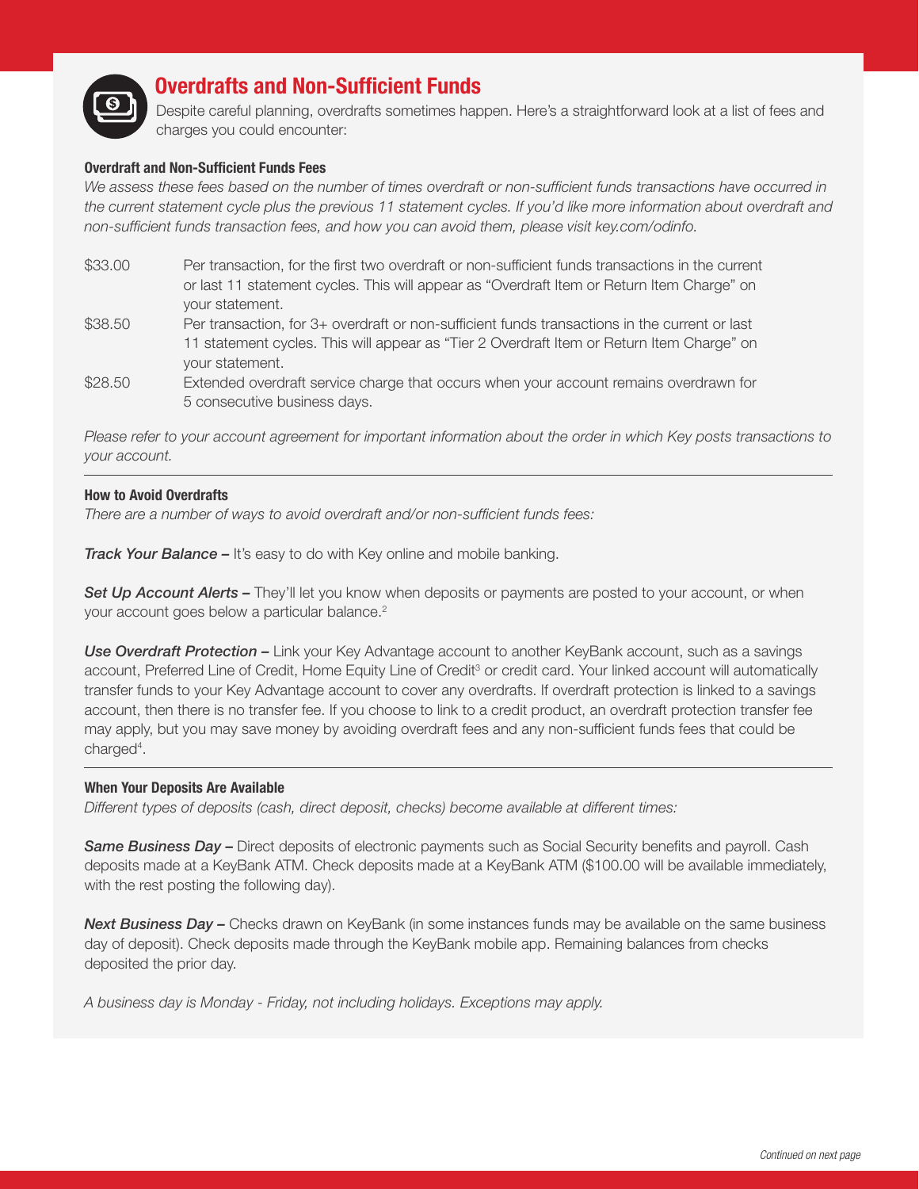## Overdrafts and Non-Sufficient Funds

Despite careful planning, overdrafts sometimes happen. Here's a straightforward look at a list of fees and charges you could encounter:

### Overdraft and Non-Sufficient Funds Fees

*We assess these fees based on the number of times overdraft or non-sufficient funds transactions have occurred in the current statement cycle plus the previous 11 statement cycles. If you'd like more information about overdraft and non-sufficient funds transaction fees, and how you can avoid them, please visit key.com/odinfo.*

| | |
|---|---|
| $33.00 | Per transaction, for the first two overdraft or non-sufficient funds transactions in the current or last 11 statement cycles. This will appear as "Overdraft Item or Return Item Charge" on your statement. |
| $38.50 | Per transaction, for 3+ overdraft or non-sufficient funds transactions in the current or last 11 statement cycles. This will appear as "Tier 2 Overdraft Item or Return Item Charge" on your statement. |
| $28.50 | Extended overdraft service charge that occurs when your account remains overdrawn for 5 consecutive business days. |

*Please refer to your account agreement for important information about the order in which Key posts transactions to your account.*

### How to Avoid Overdrafts

*There are a number of ways to avoid overdraft and/or non-sufficient funds fees:*

***Track Your Balance –*** It's easy to do with Key online and mobile banking.

***Set Up Account Alerts –*** They'll let you know when deposits or payments are posted to your account, or when your account goes below a particular balance.[2]

***Use Overdraft Protection –*** Link your Key Advantage account to another KeyBank account, such as a savings account, Preferred Line of Credit, Home Equity Line of Credit[3] or credit card. Your linked account will automatically transfer funds to your Key Advantage account to cover any overdrafts. If overdraft protection is linked to a savings account, then there is no transfer fee. If you choose to link to a credit product, an overdraft protection transfer fee may apply, but you may save money by avoiding overdraft fees and any non-sufficient funds fees that could be charged[4].

### When Your Deposits Are Available

*Different types of deposits (cash, direct deposit, checks) become available at different times:*

***Same Business Day –*** Direct deposits of electronic payments such as Social Security benefits and payroll. Cash deposits made at a KeyBank ATM. Check deposits made at a KeyBank ATM ($100.00 will be available immediately, with the rest posting the following day).

***Next Business Day –*** Checks drawn on KeyBank (in some instances funds may be available on the same business day of deposit). Check deposits made through the KeyBank mobile app. Remaining balances from checks deposited the prior day.

*A business day is Monday - Friday, not including holidays. Exceptions may apply.*

*Continued on next page*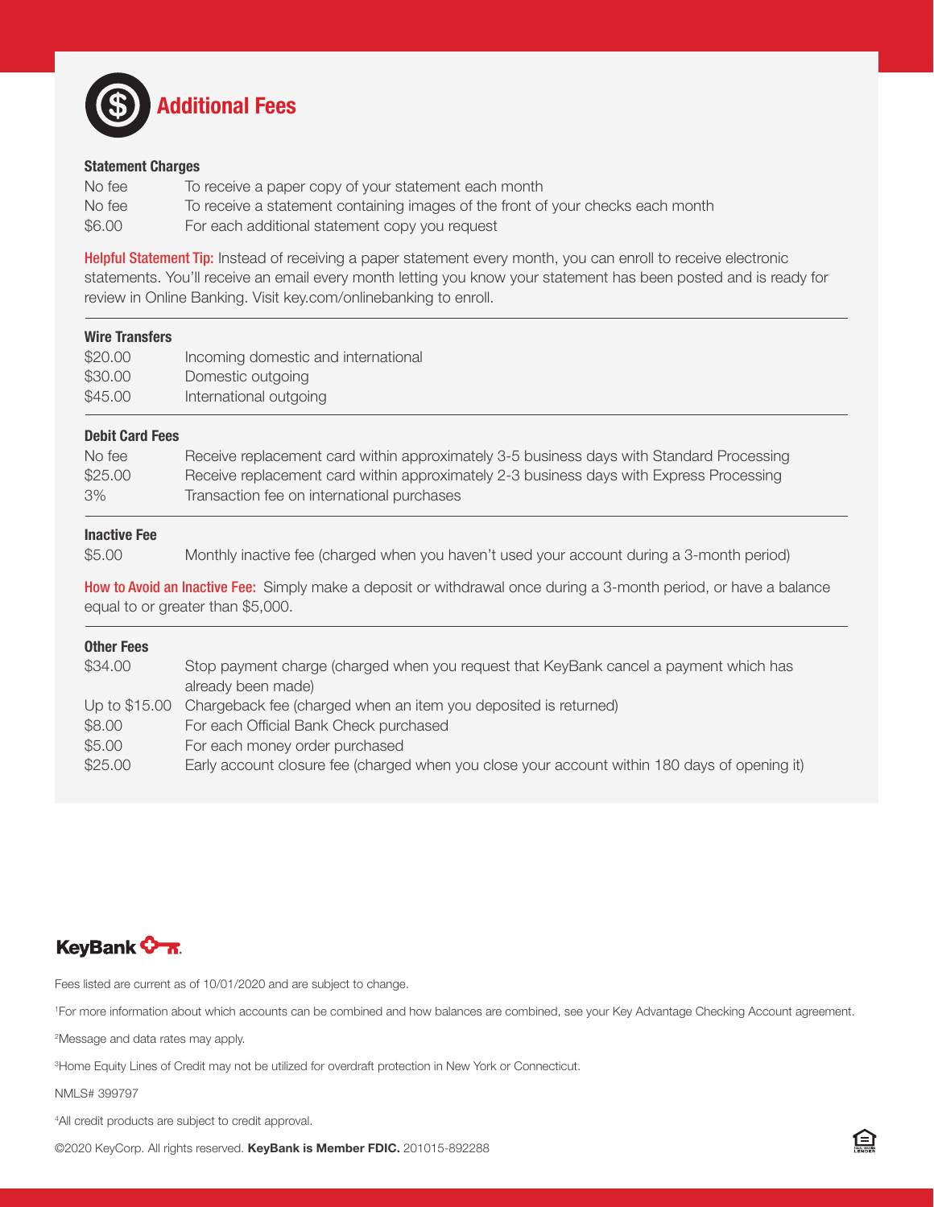## Additional Fees

### Statement Charges

| | |
|---|---|
| No fee | To receive a paper copy of your statement each month |
| No fee | To receive a statement containing images of the front of your checks each month |
| $6.00 | For each additional statement copy you request |

**Helpful Statement Tip:** Instead of receiving a paper statement every month, you can enroll to receive electronic statements. You'll receive an email every month letting you know your statement has been posted and is ready for review in Online Banking. Visit key.com/onlinebanking to enroll.

### Wire Transfers

| | |
|---|---|
| $20.00 | Incoming domestic and international |
| $30.00 | Domestic outgoing |
| $45.00 | International outgoing |

### Debit Card Fees

| | |
|---|---|
| No fee | Receive replacement card within approximately 3-5 business days with Standard Processing |
| $25.00 | Receive replacement card within approximately 2-3 business days with Express Processing |
| 3% | Transaction fee on international purchases |

### Inactive Fee

| | |
|---|---|
| $5.00 | Monthly inactive fee (charged when you haven't used your account during a 3-month period) |

**How to Avoid an Inactive Fee:** Simply make a deposit or withdrawal once during a 3-month period, or have a balance equal to or greater than $5,000.

### Other Fees

| | |
|---|---|
| $34.00 | Stop payment charge (charged when you request that KeyBank cancel a payment which has already been made) |
| Up to $15.00 | Chargeback fee (charged when an item you deposited is returned) |
| $8.00 | For each Official Bank Check purchased |
| $5.00 | For each money order purchased |
| $25.00 | Early account closure fee (charged when you close your account within 180 days of opening it) |

KeyBank

Fees listed are current as of 10/01/2020 and are subject to change.

[1]For more information about which accounts can be combined and how balances are combined, see your Key Advantage Checking Account agreement.

[2]Message and data rates may apply.

[3]Home Equity Lines of Credit may not be utilized for overdraft protection in New York or Connecticut.

NMLS# 399797

[4]All credit products are subject to credit approval.

©2020 KeyCorp. All rights reserved. **KeyBank is Member FDIC.** 201015-892288